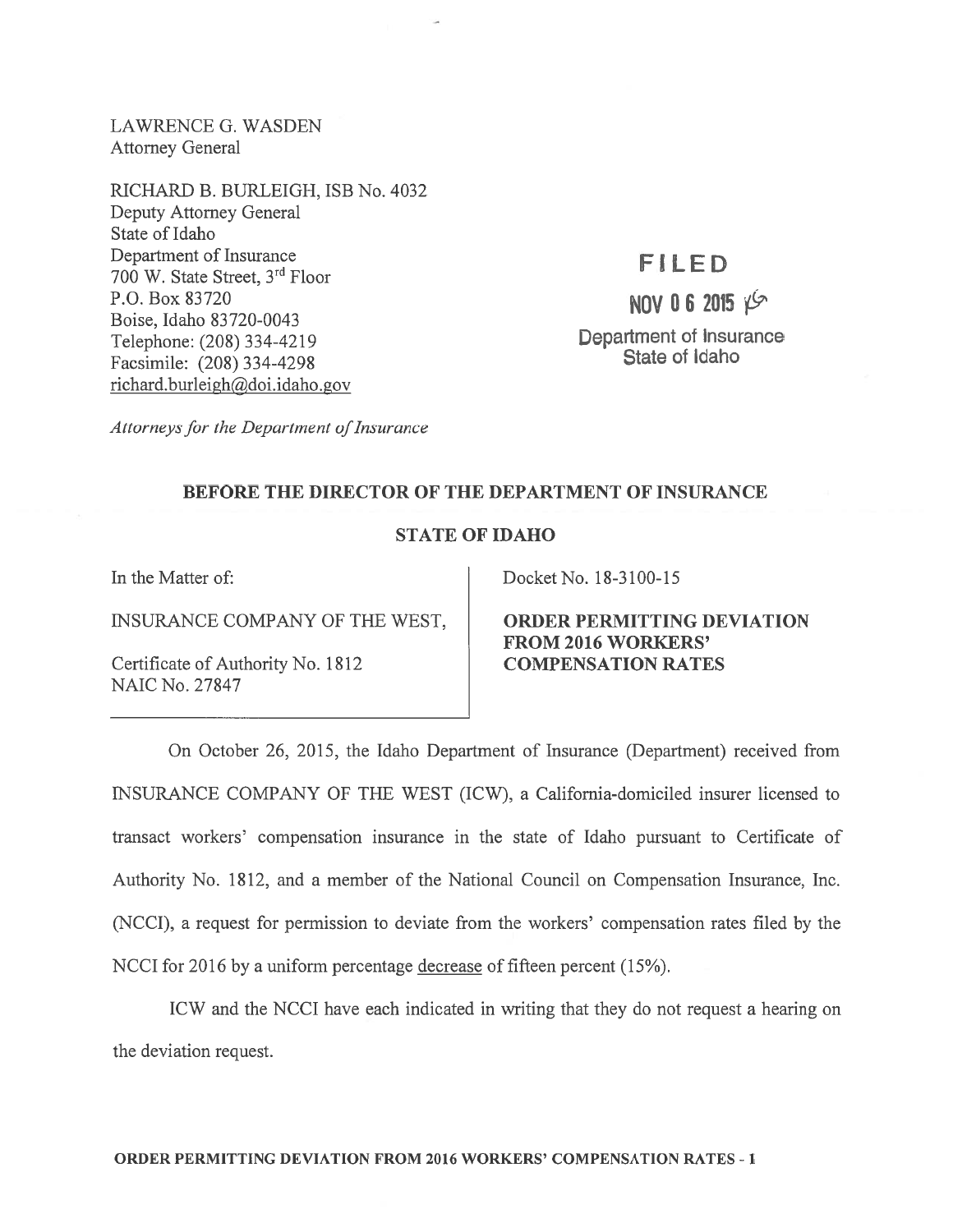LAWRENCE G. WASDEN
Attorney General

RICHARD B. BURLEIGH, ISB No. 4032
Deputy Attorney General
State of Idaho
Department of Insurance
700 W. State Street, 3rd Floor
P.O. Box 83720
Boise, Idaho 83720-0043
Telephone: (208) 334-4219
Facsimile: (208) 334-4298
richard.burleigh@doi.idaho.gov

*Attorneys for the Department of Insurance*

**FILED**

**NOV 0 6 2015**

Department of Insurance
State of Idaho

**BEFORE THE DIRECTOR OF THE DEPARTMENT OF INSURANCE**

**STATE OF IDAHO**

| | |
|---|---|
| In the Matter of:<br><br>INSURANCE COMPANY OF THE WEST,<br><br>Certificate of Authority No. 1812<br>NAIC No. 27847 | Docket No. 18-3100-15<br><br>**ORDER PERMITTING DEVIATION FROM 2016 WORKERS' COMPENSATION RATES** |

On October 26, 2015, the Idaho Department of Insurance (Department) received from INSURANCE COMPANY OF THE WEST (ICW), a California-domiciled insurer licensed to transact workers' compensation insurance in the state of Idaho pursuant to Certificate of Authority No. 1812, and a member of the National Council on Compensation Insurance, Inc. (NCCI), a request for permission to deviate from the workers' compensation rates filed by the NCCI for 2016 by a uniform percentage decrease of fifteen percent (15%).

ICW and the NCCI have each indicated in writing that they do not request a hearing on the deviation request.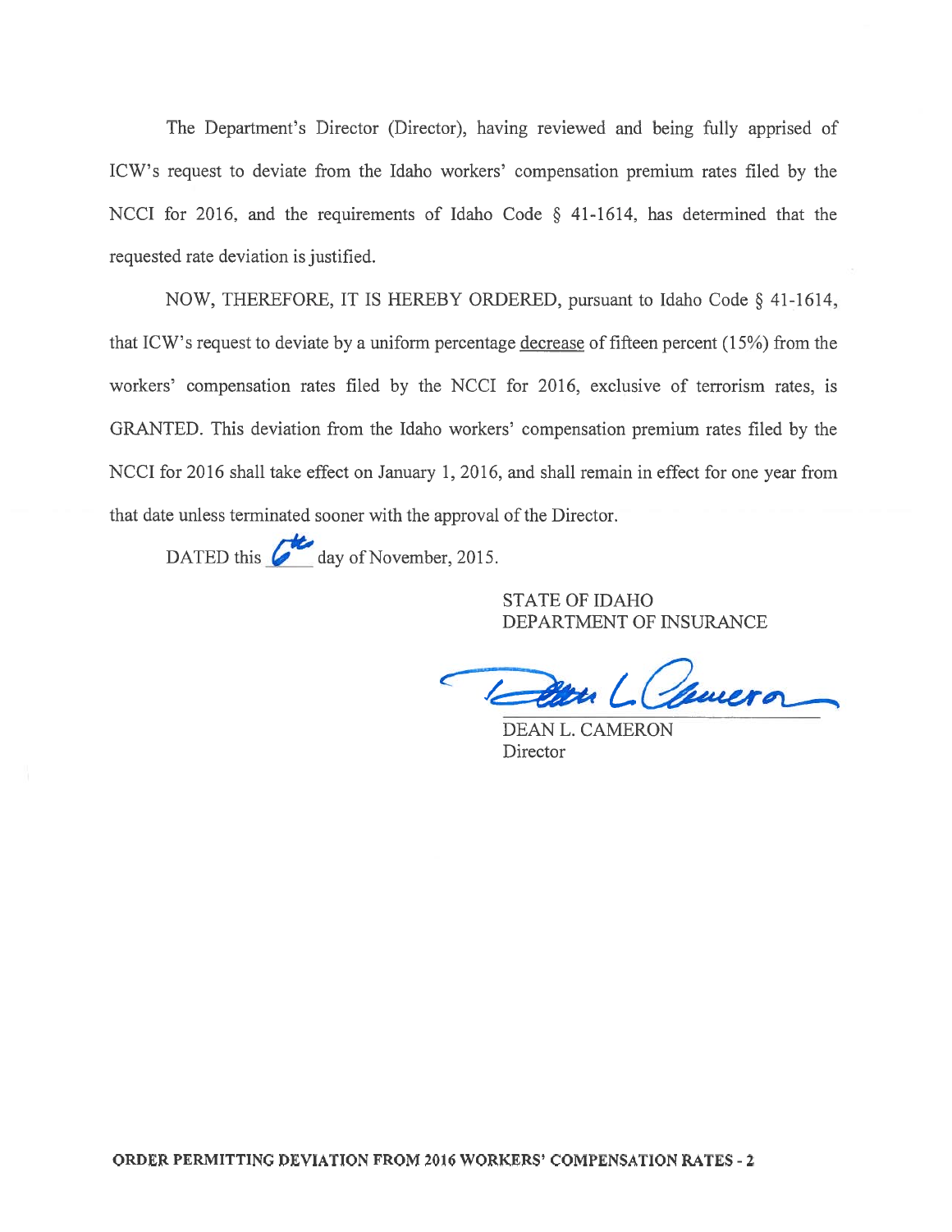The Department's Director (Director), having reviewed and being fully apprised of ICW's request to deviate from the Idaho workers' compensation premium rates filed by the NCCI for 2016, and the requirements of Idaho Code § 41-1614, has determined that the requested rate deviation is justified.

NOW, THEREFORE, IT IS HEREBY ORDERED, pursuant to Idaho Code § 41-1614, that ICW's request to deviate by a uniform percentage decrease of fifteen percent (15%) from the workers' compensation rates filed by the NCCI for 2016, exclusive of terrorism rates, is GRANTED. This deviation from the Idaho workers' compensation premium rates filed by the NCCI for 2016 shall take effect on January 1, 2016, and shall remain in effect for one year from that date unless terminated sooner with the approval of the Director.

DATED this 6th day of November, 2015.

STATE OF IDAHO
DEPARTMENT OF INSURANCE

DEAN L. CAMERON
Director

ORDER PERMITTING DEVIATION FROM 2016 WORKERS' COMPENSATION RATES - 2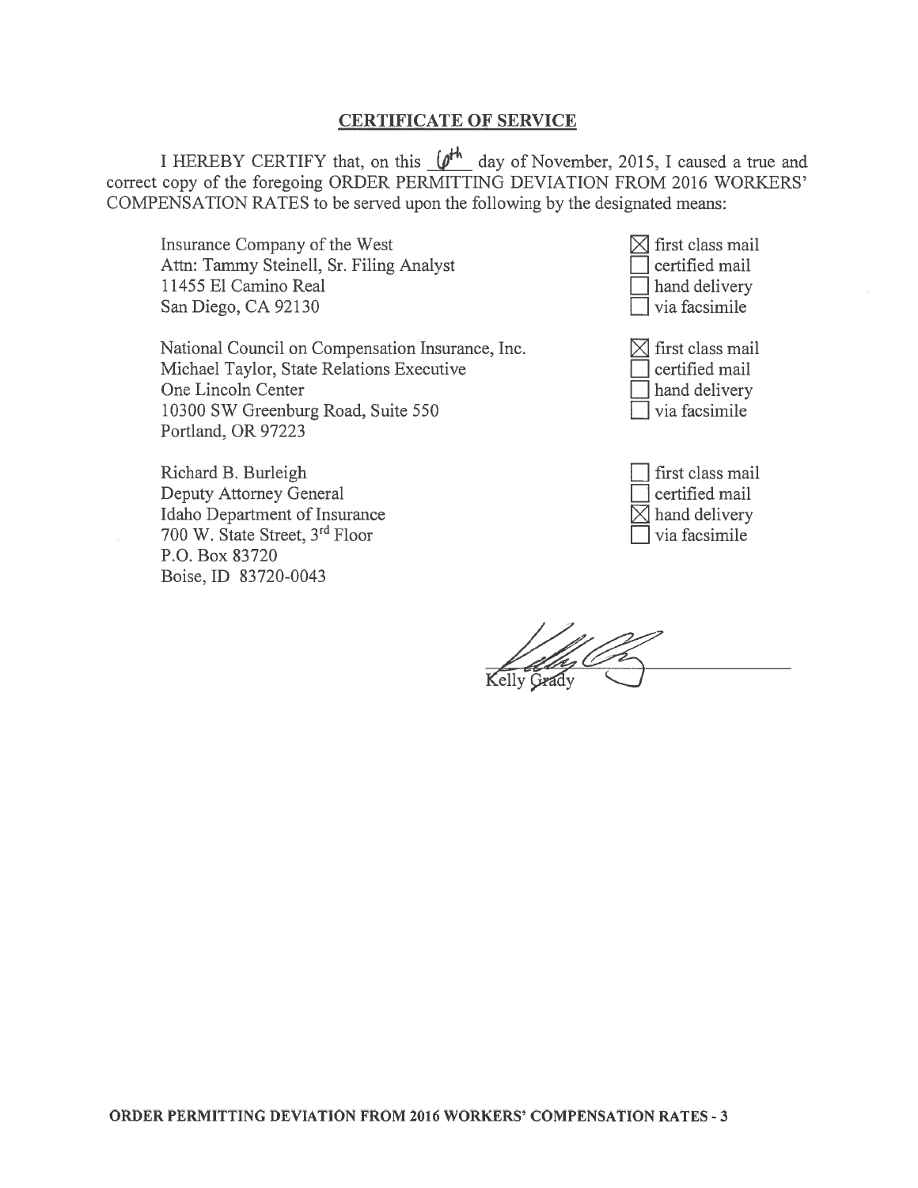## CERTIFICATE OF SERVICE

I HEREBY CERTIFY that, on this 6th day of November, 2015, I caused a true and correct copy of the foregoing ORDER PERMITTING DEVIATION FROM 2016 WORKERS' COMPENSATION RATES to be served upon the following by the designated means:

Insurance Company of the West
Attn: Tammy Steinell, Sr. Filing Analyst
11455 El Camino Real
San Diego, CA 92130

- [x] first class mail
- [ ] certified mail
- [ ] hand delivery
- [ ] via facsimile

National Council on Compensation Insurance, Inc.
Michael Taylor, State Relations Executive
One Lincoln Center
10300 SW Greenburg Road, Suite 550
Portland, OR 97223

- [x] first class mail
- [ ] certified mail
- [ ] hand delivery
- [ ] via facsimile

Richard B. Burleigh
Deputy Attorney General
Idaho Department of Insurance
700 W. State Street, 3rd Floor
P.O. Box 83720
Boise, ID 83720-0043

- [ ] first class mail
- [ ] certified mail
- [x] hand delivery
- [ ] via facsimile

Kelly Grady